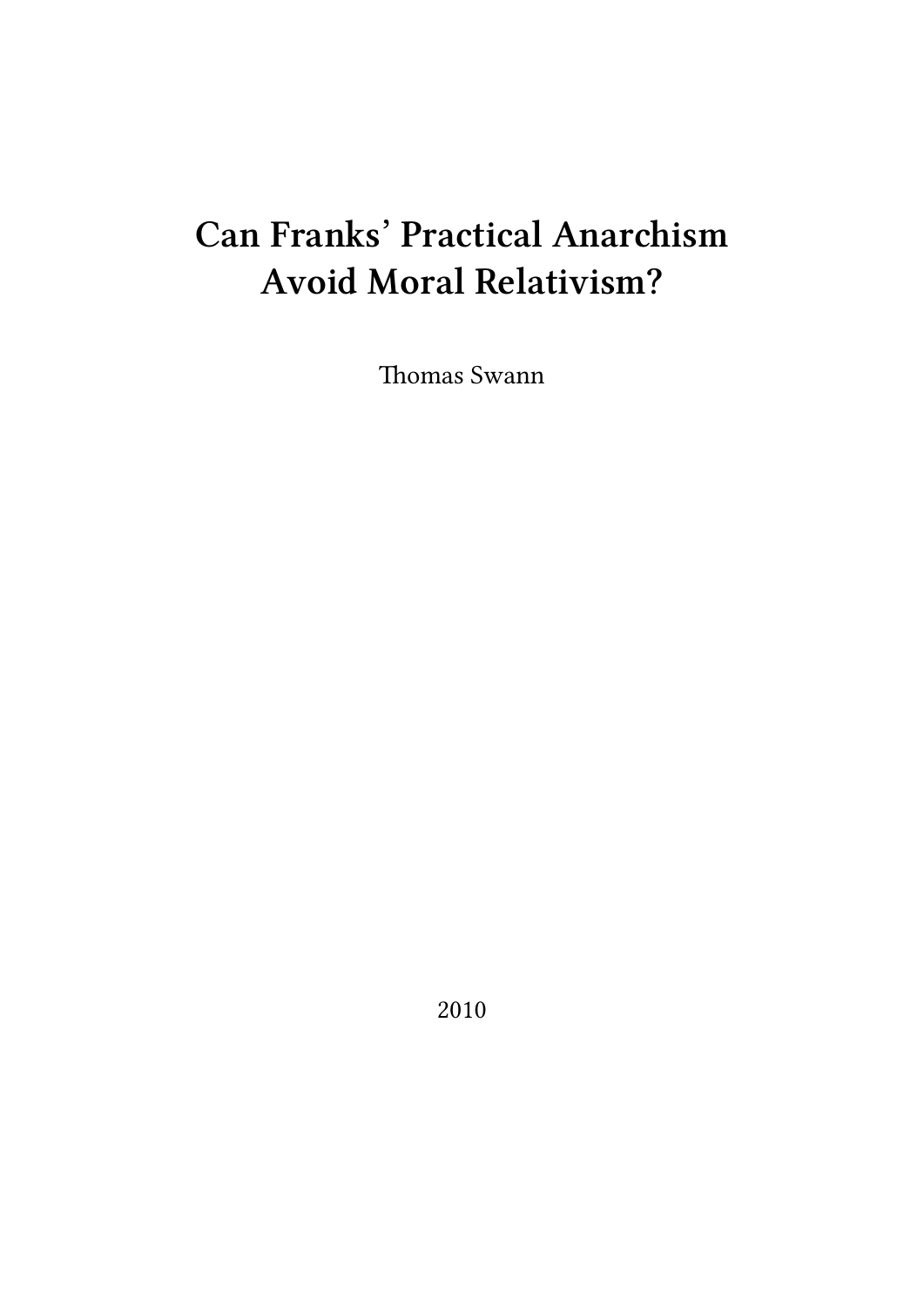# Can Franks' Practical Anarchism Avoid Moral Relativism?

Thomas Swann

2010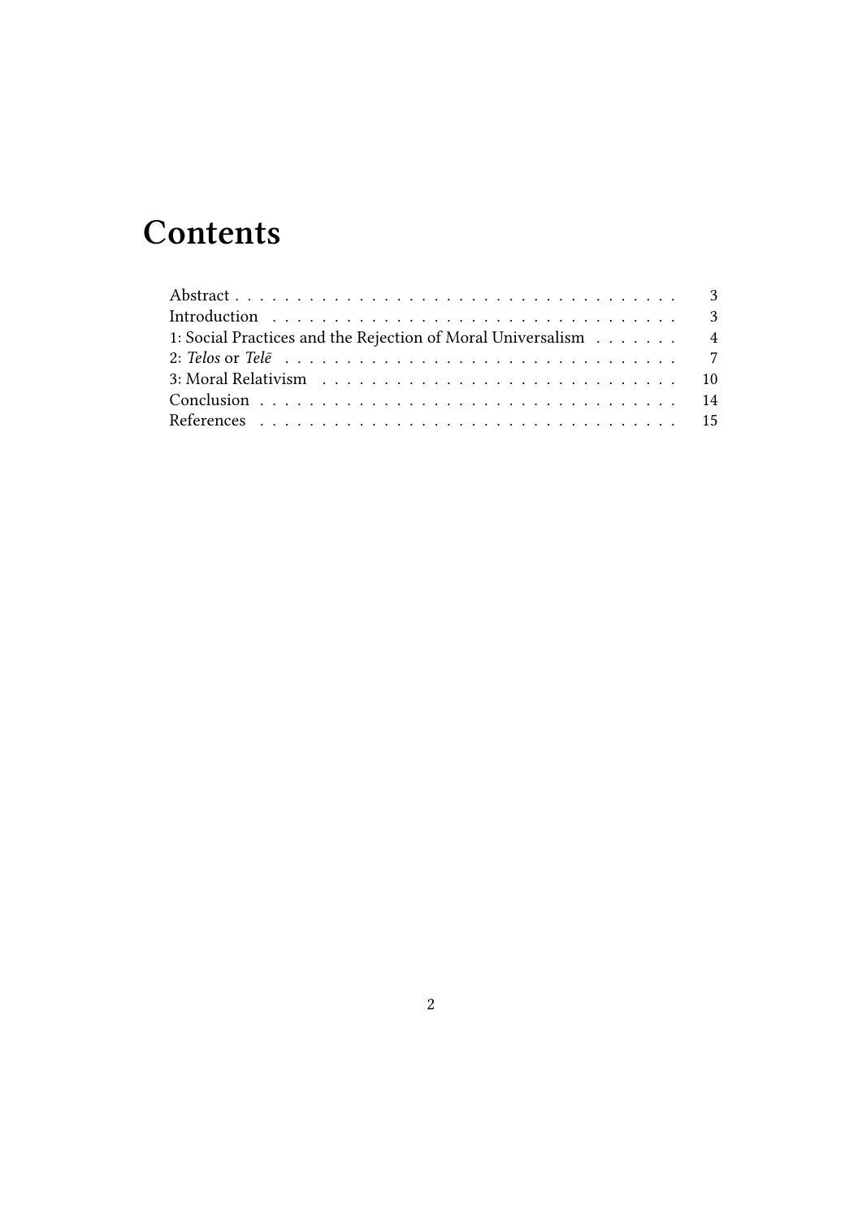# Contents

| | |
|---|---|
| Abstract | 3 |
| Introduction | 3 |
| 1: Social Practices and the Rejection of Moral Universalism | 4 |
| 2: *Telos* or *Telē* | 7 |
| 3: Moral Relativism | 10 |
| Conclusion | 14 |
| References | 15 |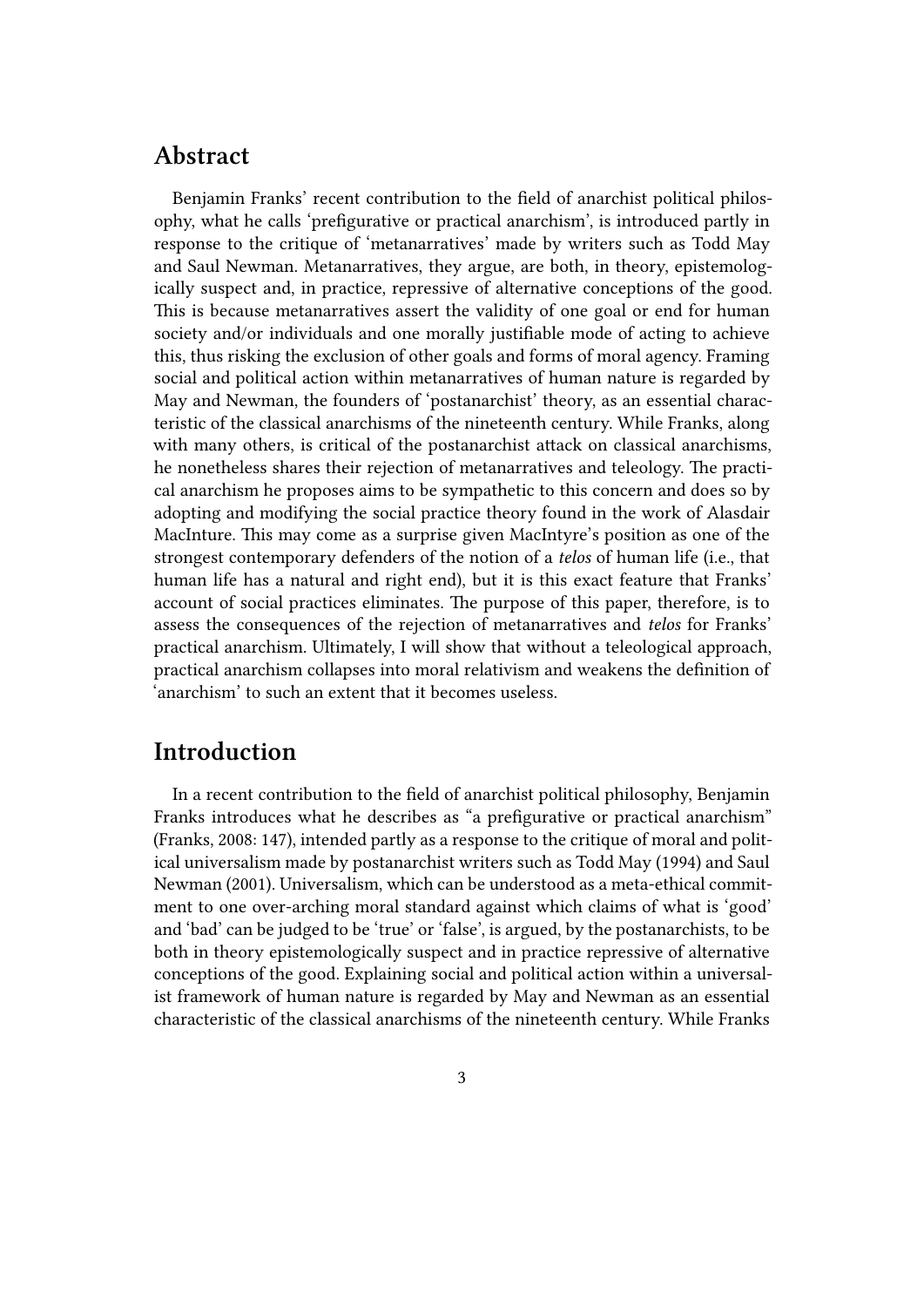## Abstract

Benjamin Franks' recent contribution to the field of anarchist political philosophy, what he calls 'prefigurative or practical anarchism', is introduced partly in response to the critique of 'metanarratives' made by writers such as Todd May and Saul Newman. Metanarratives, they argue, are both, in theory, epistemologically suspect and, in practice, repressive of alternative conceptions of the good. This is because metanarratives assert the validity of one goal or end for human society and/or individuals and one morally justifiable mode of acting to achieve this, thus risking the exclusion of other goals and forms of moral agency. Framing social and political action within metanarratives of human nature is regarded by May and Newman, the founders of 'postanarchist' theory, as an essential characteristic of the classical anarchisms of the nineteenth century. While Franks, along with many others, is critical of the postanarchist attack on classical anarchisms, he nonetheless shares their rejection of metanarratives and teleology. The practical anarchism he proposes aims to be sympathetic to this concern and does so by adopting and modifying the social practice theory found in the work of Alasdair MacInture. This may come as a surprise given MacIntyre's position as one of the strongest contemporary defenders of the notion of a *telos* of human life (i.e., that human life has a natural and right end), but it is this exact feature that Franks' account of social practices eliminates. The purpose of this paper, therefore, is to assess the consequences of the rejection of metanarratives and *telos* for Franks' practical anarchism. Ultimately, I will show that without a teleological approach, practical anarchism collapses into moral relativism and weakens the definition of 'anarchism' to such an extent that it becomes useless.

## Introduction

In a recent contribution to the field of anarchist political philosophy, Benjamin Franks introduces what he describes as "a prefigurative or practical anarchism" (Franks, 2008: 147), intended partly as a response to the critique of moral and political universalism made by postanarchist writers such as Todd May (1994) and Saul Newman (2001). Universalism, which can be understood as a meta-ethical commitment to one over-arching moral standard against which claims of what is 'good' and 'bad' can be judged to be 'true' or 'false', is argued, by the postanarchists, to be both in theory epistemologically suspect and in practice repressive of alternative conceptions of the good. Explaining social and political action within a universalist framework of human nature is regarded by May and Newman as an essential characteristic of the classical anarchisms of the nineteenth century. While Franks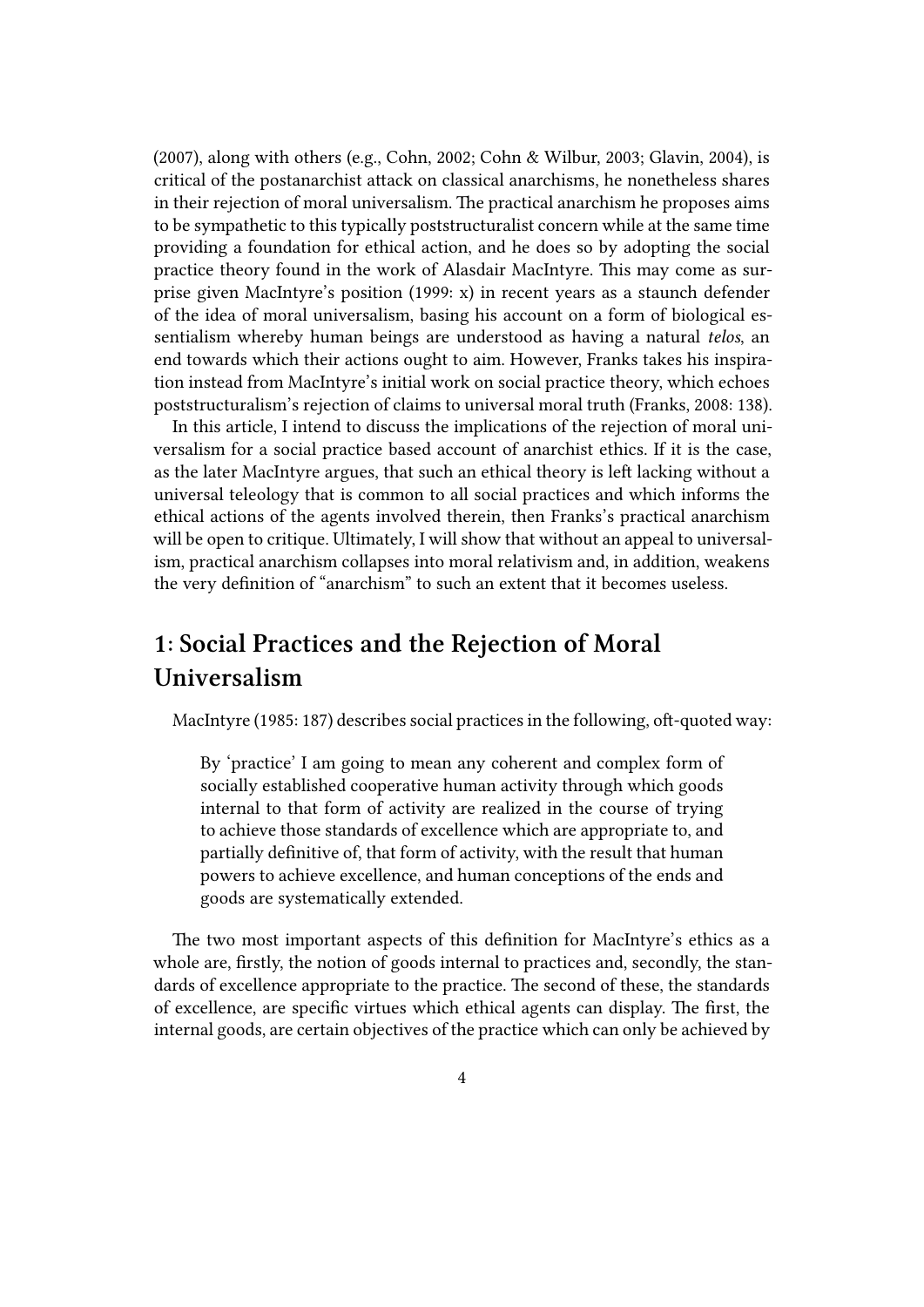(2007), along with others (e.g., Cohn, 2002; Cohn & Wilbur, 2003; Glavin, 2004), is critical of the postanarchist attack on classical anarchisms, he nonetheless shares in their rejection of moral universalism. The practical anarchism he proposes aims to be sympathetic to this typically poststructuralist concern while at the same time providing a foundation for ethical action, and he does so by adopting the social practice theory found in the work of Alasdair MacIntyre. This may come as surprise given MacIntyre's position (1999: x) in recent years as a staunch defender of the idea of moral universalism, basing his account on a form of biological essentialism whereby human beings are understood as having a natural *telos*, an end towards which their actions ought to aim. However, Franks takes his inspiration instead from MacIntyre's initial work on social practice theory, which echoes poststructuralism's rejection of claims to universal moral truth (Franks, 2008: 138).

In this article, I intend to discuss the implications of the rejection of moral universalism for a social practice based account of anarchist ethics. If it is the case, as the later MacIntyre argues, that such an ethical theory is left lacking without a universal teleology that is common to all social practices and which informs the ethical actions of the agents involved therein, then Franks's practical anarchism will be open to critique. Ultimately, I will show that without an appeal to universalism, practical anarchism collapses into moral relativism and, in addition, weakens the very definition of "anarchism" to such an extent that it becomes useless.

## 1: Social Practices and the Rejection of Moral Universalism

MacIntyre (1985: 187) describes social practices in the following, oft-quoted way:

> By 'practice' I am going to mean any coherent and complex form of socially established cooperative human activity through which goods internal to that form of activity are realized in the course of trying to achieve those standards of excellence which are appropriate to, and partially definitive of, that form of activity, with the result that human powers to achieve excellence, and human conceptions of the ends and goods are systematically extended.

The two most important aspects of this definition for MacIntyre's ethics as a whole are, firstly, the notion of goods internal to practices and, secondly, the standards of excellence appropriate to the practice. The second of these, the standards of excellence, are specific virtues which ethical agents can display. The first, the internal goods, are certain objectives of the practice which can only be achieved by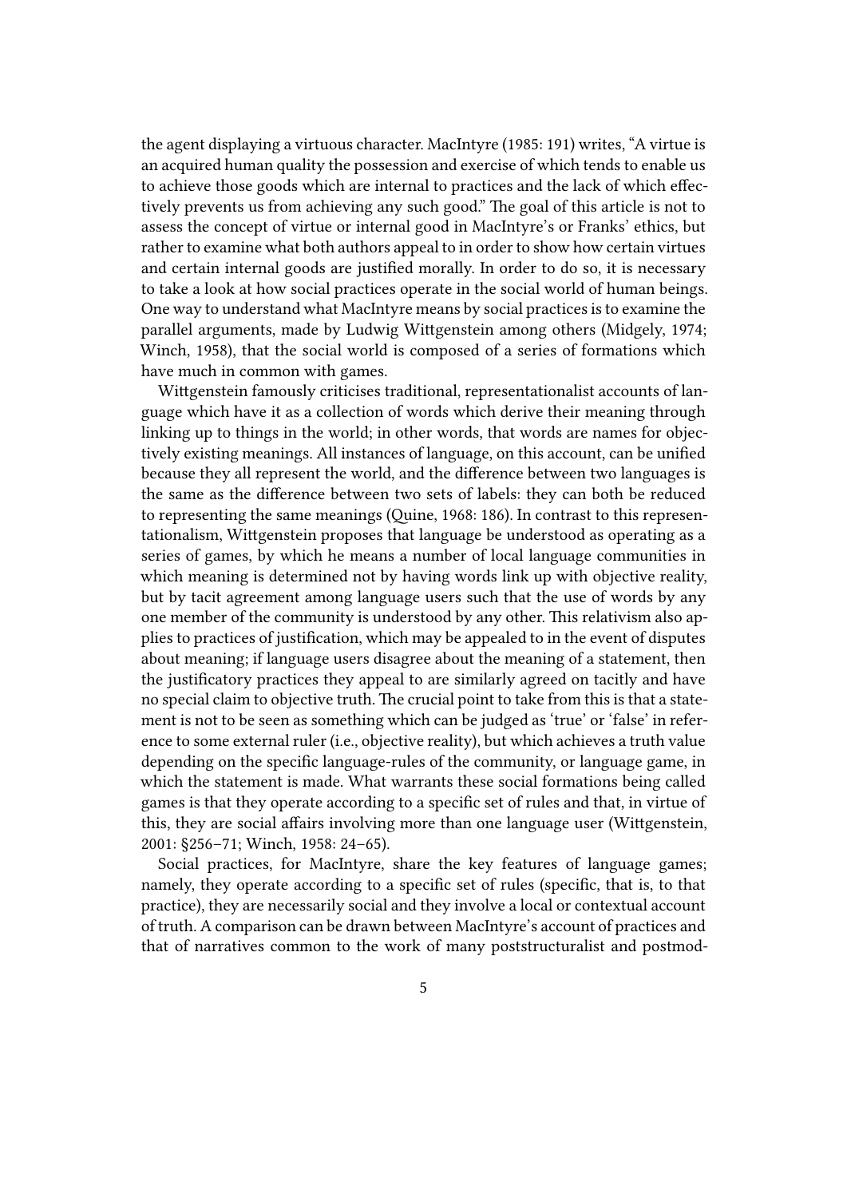the agent displaying a virtuous character. MacIntyre (1985: 191) writes, "A virtue is an acquired human quality the possession and exercise of which tends to enable us to achieve those goods which are internal to practices and the lack of which effectively prevents us from achieving any such good." The goal of this article is not to assess the concept of virtue or internal good in MacIntyre's or Franks' ethics, but rather to examine what both authors appeal to in order to show how certain virtues and certain internal goods are justified morally. In order to do so, it is necessary to take a look at how social practices operate in the social world of human beings. One way to understand what MacIntyre means by social practices is to examine the parallel arguments, made by Ludwig Wittgenstein among others (Midgely, 1974; Winch, 1958), that the social world is composed of a series of formations which have much in common with games.

Wittgenstein famously criticises traditional, representationalist accounts of language which have it as a collection of words which derive their meaning through linking up to things in the world; in other words, that words are names for objectively existing meanings. All instances of language, on this account, can be unified because they all represent the world, and the difference between two languages is the same as the difference between two sets of labels: they can both be reduced to representing the same meanings (Quine, 1968: 186). In contrast to this representationalism, Wittgenstein proposes that language be understood as operating as a series of games, by which he means a number of local language communities in which meaning is determined not by having words link up with objective reality, but by tacit agreement among language users such that the use of words by any one member of the community is understood by any other. This relativism also applies to practices of justification, which may be appealed to in the event of disputes about meaning; if language users disagree about the meaning of a statement, then the justificatory practices they appeal to are similarly agreed on tacitly and have no special claim to objective truth. The crucial point to take from this is that a statement is not to be seen as something which can be judged as 'true' or 'false' in reference to some external ruler (i.e., objective reality), but which achieves a truth value depending on the specific language-rules of the community, or language game, in which the statement is made. What warrants these social formations being called games is that they operate according to a specific set of rules and that, in virtue of this, they are social affairs involving more than one language user (Wittgenstein, 2001: §256–71; Winch, 1958: 24–65).

Social practices, for MacIntyre, share the key features of language games; namely, they operate according to a specific set of rules (specific, that is, to that practice), they are necessarily social and they involve a local or contextual account of truth. A comparison can be drawn between MacIntyre's account of practices and that of narratives common to the work of many poststructuralist and postmod-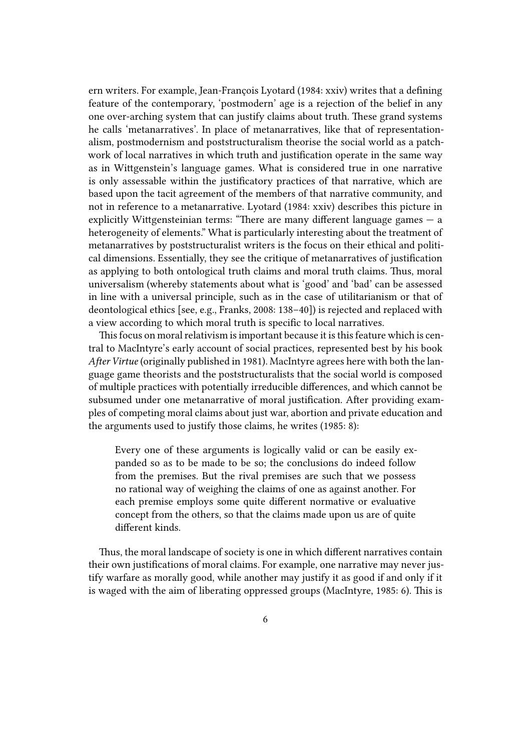ern writers. For example, Jean-François Lyotard (1984: xxiv) writes that a defining feature of the contemporary, 'postmodern' age is a rejection of the belief in any one over-arching system that can justify claims about truth. These grand systems he calls 'metanarratives'. In place of metanarratives, like that of representationalism, postmodernism and poststructuralism theorise the social world as a patchwork of local narratives in which truth and justification operate in the same way as in Wittgenstein's language games. What is considered true in one narrative is only assessable within the justificatory practices of that narrative, which are based upon the tacit agreement of the members of that narrative community, and not in reference to a metanarrative. Lyotard (1984: xxiv) describes this picture in explicitly Wittgensteinian terms: "There are many different language games — a heterogeneity of elements." What is particularly interesting about the treatment of metanarratives by poststructuralist writers is the focus on their ethical and political dimensions. Essentially, they see the critique of metanarratives of justification as applying to both ontological truth claims and moral truth claims. Thus, moral universalism (whereby statements about what is 'good' and 'bad' can be assessed in line with a universal principle, such as in the case of utilitarianism or that of deontological ethics [see, e.g., Franks, 2008: 138–40]) is rejected and replaced with a view according to which moral truth is specific to local narratives.

This focus on moral relativism is important because it is this feature which is central to MacIntyre's early account of social practices, represented best by his book *After Virtue* (originally published in 1981). MacIntyre agrees here with both the language game theorists and the poststructuralists that the social world is composed of multiple practices with potentially irreducible differences, and which cannot be subsumed under one metanarrative of moral justification. After providing examples of competing moral claims about just war, abortion and private education and the arguments used to justify those claims, he writes (1985: 8):

> Every one of these arguments is logically valid or can be easily expanded so as to be made to be so; the conclusions do indeed follow from the premises. But the rival premises are such that we possess no rational way of weighing the claims of one as against another. For each premise employs some quite different normative or evaluative concept from the others, so that the claims made upon us are of quite different kinds.

Thus, the moral landscape of society is one in which different narratives contain their own justifications of moral claims. For example, one narrative may never justify warfare as morally good, while another may justify it as good if and only if it is waged with the aim of liberating oppressed groups (MacIntyre, 1985: 6). This is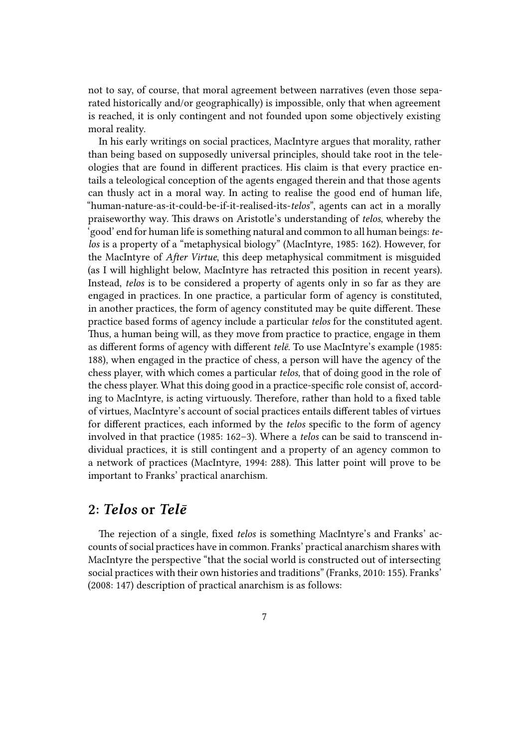not to say, of course, that moral agreement between narratives (even those separated historically and/or geographically) is impossible, only that when agreement is reached, it is only contingent and not founded upon some objectively existing moral reality.

In his early writings on social practices, MacIntyre argues that morality, rather than being based on supposedly universal principles, should take root in the teleologies that are found in different practices. His claim is that every practice entails a teleological conception of the agents engaged therein and that those agents can thusly act in a moral way. In acting to realise the good end of human life, "human-nature-as-it-could-be-if-it-realised-its-*telos*", agents can act in a morally praiseworthy way. This draws on Aristotle's understanding of *telos*, whereby the 'good' end for human life is something natural and common to all human beings: *telos* is a property of a "metaphysical biology" (MacIntyre, 1985: 162). However, for the MacIntyre of *After Virtue*, this deep metaphysical commitment is misguided (as I will highlight below, MacIntyre has retracted this position in recent years). Instead, *telos* is to be considered a property of agents only in so far as they are engaged in practices. In one practice, a particular form of agency is constituted, in another practices, the form of agency constituted may be quite different. These practice based forms of agency include a particular *telos* for the constituted agent. Thus, a human being will, as they move from practice to practice, engage in them as different forms of agency with different *telē*. To use MacIntyre's example (1985: 188), when engaged in the practice of chess, a person will have the agency of the chess player, with which comes a particular *telos*, that of doing good in the role of the chess player. What this doing good in a practice-specific role consist of, according to MacIntyre, is acting virtuously. Therefore, rather than hold to a fixed table of virtues, MacIntyre's account of social practices entails different tables of virtues for different practices, each informed by the *telos* specific to the form of agency involved in that practice (1985: 162–3). Where a *telos* can be said to transcend individual practices, it is still contingent and a property of an agency common to a network of practices (MacIntyre, 1994: 288). This latter point will prove to be important to Franks' practical anarchism.

## 2: *Telos* or *Telē*

The rejection of a single, fixed *telos* is something MacIntyre's and Franks' accounts of social practices have in common. Franks' practical anarchism shares with MacIntyre the perspective "that the social world is constructed out of intersecting social practices with their own histories and traditions" (Franks, 2010: 155). Franks' (2008: 147) description of practical anarchism is as follows: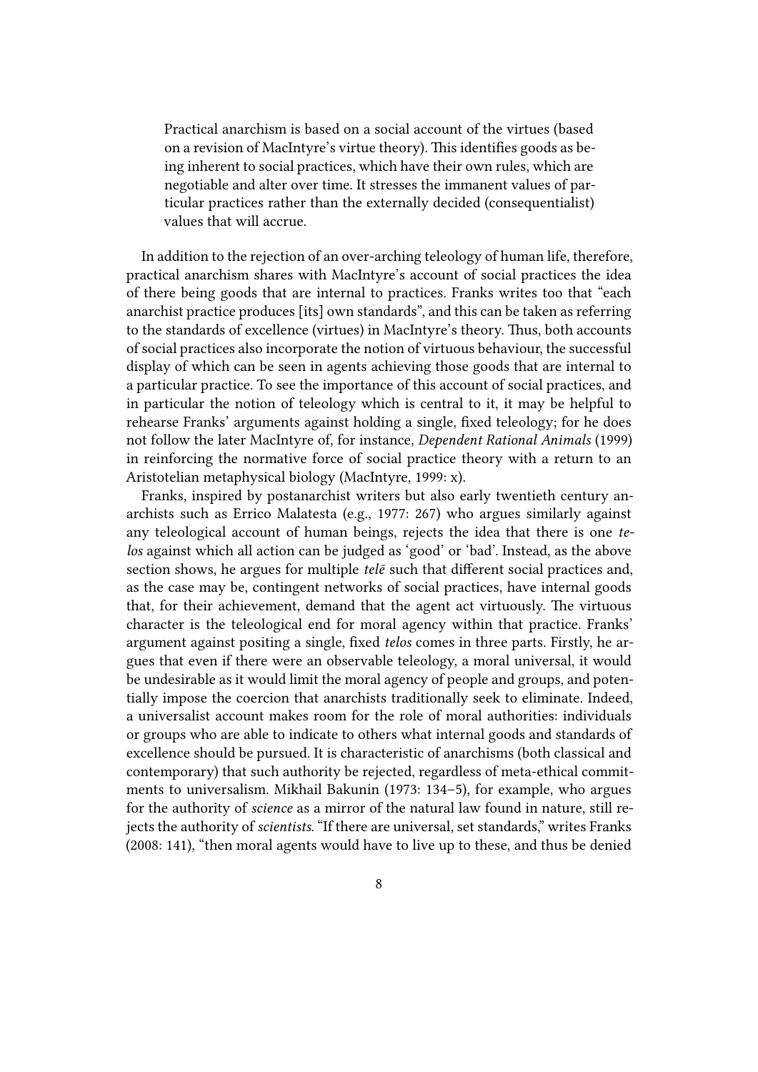> Practical anarchism is based on a social account of the virtues (based on a revision of MacIntyre's virtue theory). This identifies goods as being inherent to social practices, which have their own rules, which are negotiable and alter over time. It stresses the immanent values of particular practices rather than the externally decided (consequentialist) values that will accrue.

In addition to the rejection of an over-arching teleology of human life, therefore, practical anarchism shares with MacIntyre's account of social practices the idea of there being goods that are internal to practices. Franks writes too that "each anarchist practice produces [its] own standards", and this can be taken as referring to the standards of excellence (virtues) in MacIntyre's theory. Thus, both accounts of social practices also incorporate the notion of virtuous behaviour, the successful display of which can be seen in agents achieving those goods that are internal to a particular practice. To see the importance of this account of social practices, and in particular the notion of teleology which is central to it, it may be helpful to rehearse Franks' arguments against holding a single, fixed teleology; for he does not follow the later MacIntyre of, for instance, *Dependent Rational Animals* (1999) in reinforcing the normative force of social practice theory with a return to an Aristotelian metaphysical biology (MacIntyre, 1999: x).

Franks, inspired by postanarchist writers but also early twentieth century anarchists such as Errico Malatesta (e.g., 1977: 267) who argues similarly against any teleological account of human beings, rejects the idea that there is one *telos* against which all action can be judged as 'good' or 'bad'. Instead, as the above section shows, he argues for multiple *telē* such that different social practices and, as the case may be, contingent networks of social practices, have internal goods that, for their achievement, demand that the agent act virtuously. The virtuous character is the teleological end for moral agency within that practice. Franks' argument against positing a single, fixed *telos* comes in three parts. Firstly, he argues that even if there were an observable teleology, a moral universal, it would be undesirable as it would limit the moral agency of people and groups, and potentially impose the coercion that anarchists traditionally seek to eliminate. Indeed, a universalist account makes room for the role of moral authorities: individuals or groups who are able to indicate to others what internal goods and standards of excellence should be pursued. It is characteristic of anarchisms (both classical and contemporary) that such authority be rejected, regardless of meta-ethical commitments to universalism. Mikhail Bakunin (1973: 134–5), for example, who argues for the authority of *science* as a mirror of the natural law found in nature, still rejects the authority of *scientists*. "If there are universal, set standards," writes Franks (2008: 141), "then moral agents would have to live up to these, and thus be denied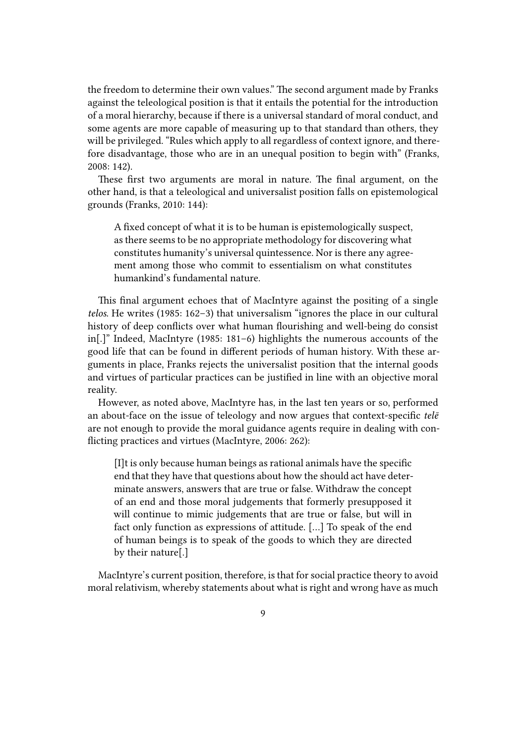the freedom to determine their own values." The second argument made by Franks against the teleological position is that it entails the potential for the introduction of a moral hierarchy, because if there is a universal standard of moral conduct, and some agents are more capable of measuring up to that standard than others, they will be privileged. "Rules which apply to all regardless of context ignore, and therefore disadvantage, those who are in an unequal position to begin with" (Franks, 2008: 142).

These first two arguments are moral in nature. The final argument, on the other hand, is that a teleological and universalist position falls on epistemological grounds (Franks, 2010: 144):

> A fixed concept of what it is to be human is epistemologically suspect, as there seems to be no appropriate methodology for discovering what constitutes humanity's universal quintessence. Nor is there any agreement among those who commit to essentialism on what constitutes humankind's fundamental nature.

This final argument echoes that of MacIntyre against the positing of a single *telos*. He writes (1985: 162–3) that universalism "ignores the place in our cultural history of deep conflicts over what human flourishing and well-being do consist in[.]" Indeed, MacIntyre (1985: 181–6) highlights the numerous accounts of the good life that can be found in different periods of human history. With these arguments in place, Franks rejects the universalist position that the internal goods and virtues of particular practices can be justified in line with an objective moral reality.

However, as noted above, MacIntyre has, in the last ten years or so, performed an about-face on the issue of teleology and now argues that context-specific *telē* are not enough to provide the moral guidance agents require in dealing with conflicting practices and virtues (MacIntyre, 2006: 262):

> [I]t is only because human beings as rational animals have the specific end that they have that questions about how the should act have determinate answers, answers that are true or false. Withdraw the concept of an end and those moral judgements that formerly presupposed it will continue to mimic judgements that are true or false, but will in fact only function as expressions of attitude. […] To speak of the end of human beings is to speak of the goods to which they are directed by their nature[.]

MacIntyre's current position, therefore, is that for social practice theory to avoid moral relativism, whereby statements about what is right and wrong have as much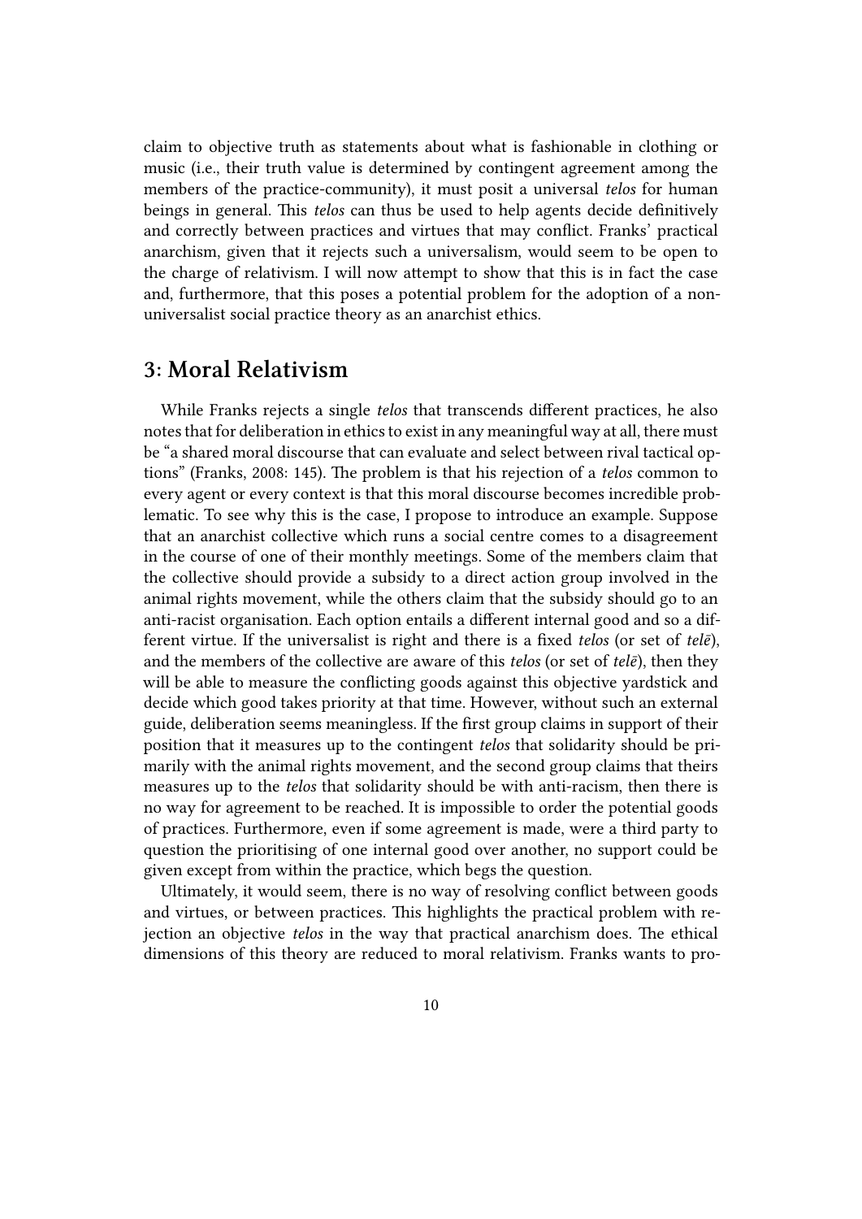claim to objective truth as statements about what is fashionable in clothing or music (i.e., their truth value is determined by contingent agreement among the members of the practice-community), it must posit a universal *telos* for human beings in general. This *telos* can thus be used to help agents decide definitively and correctly between practices and virtues that may conflict. Franks' practical anarchism, given that it rejects such a universalism, would seem to be open to the charge of relativism. I will now attempt to show that this is in fact the case and, furthermore, that this poses a potential problem for the adoption of a non-universalist social practice theory as an anarchist ethics.

## 3: Moral Relativism

While Franks rejects a single *telos* that transcends different practices, he also notes that for deliberation in ethics to exist in any meaningful way at all, there must be "a shared moral discourse that can evaluate and select between rival tactical options" (Franks, 2008: 145). The problem is that his rejection of a *telos* common to every agent or every context is that this moral discourse becomes incredible problematic. To see why this is the case, I propose to introduce an example. Suppose that an anarchist collective which runs a social centre comes to a disagreement in the course of one of their monthly meetings. Some of the members claim that the collective should provide a subsidy to a direct action group involved in the animal rights movement, while the others claim that the subsidy should go to an anti-racist organisation. Each option entails a different internal good and so a different virtue. If the universalist is right and there is a fixed *telos* (or set of *telē*), and the members of the collective are aware of this *telos* (or set of *telē*), then they will be able to measure the conflicting goods against this objective yardstick and decide which good takes priority at that time. However, without such an external guide, deliberation seems meaningless. If the first group claims in support of their position that it measures up to the contingent *telos* that solidarity should be primarily with the animal rights movement, and the second group claims that theirs measures up to the *telos* that solidarity should be with anti-racism, then there is no way for agreement to be reached. It is impossible to order the potential goods of practices. Furthermore, even if some agreement is made, were a third party to question the prioritising of one internal good over another, no support could be given except from within the practice, which begs the question.

Ultimately, it would seem, there is no way of resolving conflict between goods and virtues, or between practices. This highlights the practical problem with rejection an objective *telos* in the way that practical anarchism does. The ethical dimensions of this theory are reduced to moral relativism. Franks wants to pro-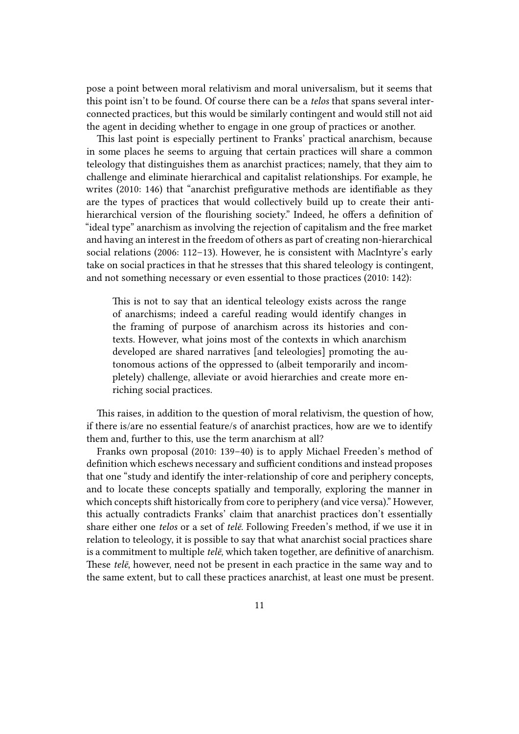pose a point between moral relativism and moral universalism, but it seems that this point isn't to be found. Of course there can be a *telos* that spans several interconnected practices, but this would be similarly contingent and would still not aid the agent in deciding whether to engage in one group of practices or another.

This last point is especially pertinent to Franks' practical anarchism, because in some places he seems to arguing that certain practices will share a common teleology that distinguishes them as anarchist practices; namely, that they aim to challenge and eliminate hierarchical and capitalist relationships. For example, he writes (2010: 146) that "anarchist prefigurative methods are identifiable as they are the types of practices that would collectively build up to create their anti-hierarchical version of the flourishing society." Indeed, he offers a definition of "ideal type" anarchism as involving the rejection of capitalism and the free market and having an interest in the freedom of others as part of creating non-hierarchical social relations (2006: 112–13). However, he is consistent with MacIntyre's early take on social practices in that he stresses that this shared teleology is contingent, and not something necessary or even essential to those practices (2010: 142):

> This is not to say that an identical teleology exists across the range of anarchisms; indeed a careful reading would identify changes in the framing of purpose of anarchism across its histories and contexts. However, what joins most of the contexts in which anarchism developed are shared narratives [and teleologies] promoting the autonomous actions of the oppressed to (albeit temporarily and incompletely) challenge, alleviate or avoid hierarchies and create more enriching social practices.

This raises, in addition to the question of moral relativism, the question of how, if there is/are no essential feature/s of anarchist practices, how are we to identify them and, further to this, use the term anarchism at all?

Franks own proposal (2010: 139–40) is to apply Michael Freeden's method of definition which eschews necessary and sufficient conditions and instead proposes that one "study and identify the inter-relationship of core and periphery concepts, and to locate these concepts spatially and temporally, exploring the manner in which concepts shift historically from core to periphery (and vice versa)." However, this actually contradicts Franks' claim that anarchist practices don't essentially share either one *telos* or a set of *telē*. Following Freeden's method, if we use it in relation to teleology, it is possible to say that what anarchist social practices share is a commitment to multiple *telē*, which taken together, are definitive of anarchism. These *telē*, however, need not be present in each practice in the same way and to the same extent, but to call these practices anarchist, at least one must be present.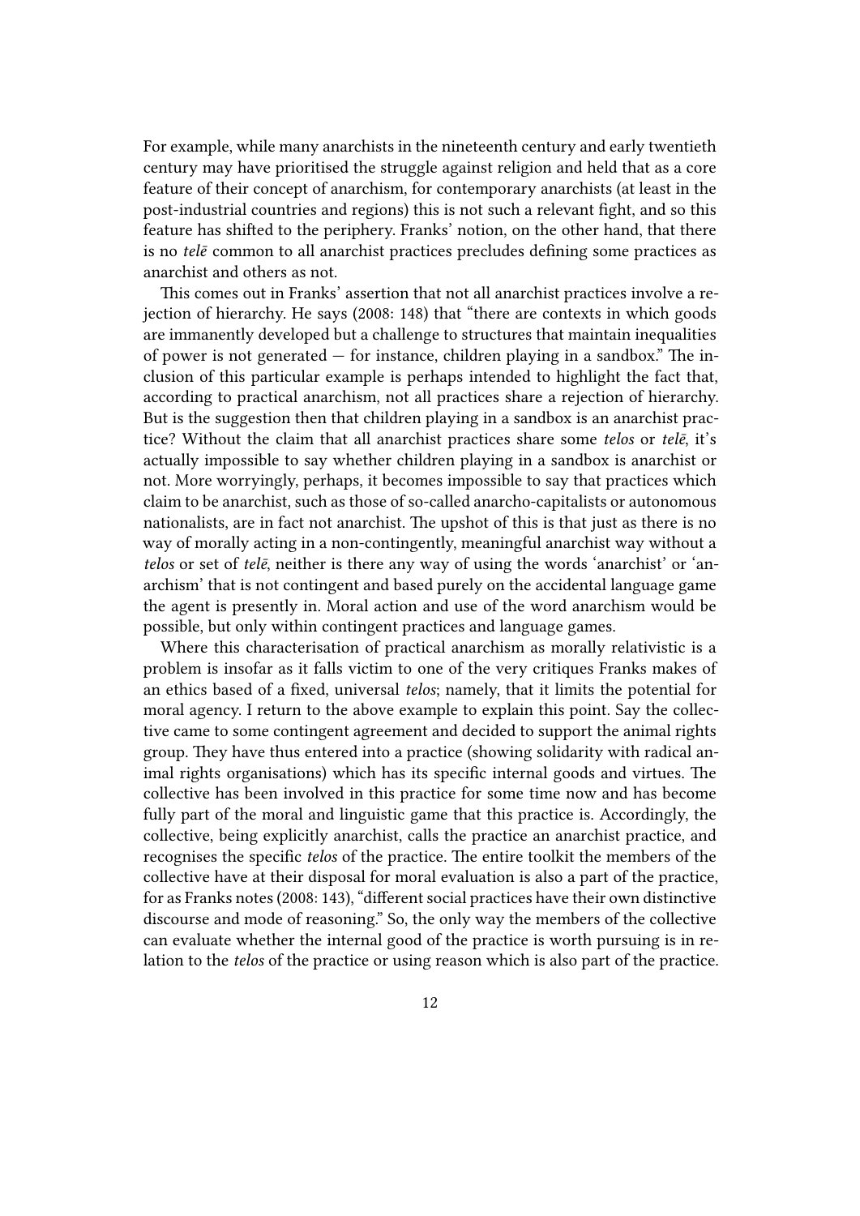For example, while many anarchists in the nineteenth century and early twentieth century may have prioritised the struggle against religion and held that as a core feature of their concept of anarchism, for contemporary anarchists (at least in the post-industrial countries and regions) this is not such a relevant fight, and so this feature has shifted to the periphery. Franks' notion, on the other hand, that there is no *telē* common to all anarchist practices precludes defining some practices as anarchist and others as not.

This comes out in Franks' assertion that not all anarchist practices involve a rejection of hierarchy. He says (2008: 148) that "there are contexts in which goods are immanently developed but a challenge to structures that maintain inequalities of power is not generated — for instance, children playing in a sandbox." The inclusion of this particular example is perhaps intended to highlight the fact that, according to practical anarchism, not all practices share a rejection of hierarchy. But is the suggestion then that children playing in a sandbox is an anarchist practice? Without the claim that all anarchist practices share some *telos* or *telē*, it's actually impossible to say whether children playing in a sandbox is anarchist or not. More worryingly, perhaps, it becomes impossible to say that practices which claim to be anarchist, such as those of so-called anarcho-capitalists or autonomous nationalists, are in fact not anarchist. The upshot of this is that just as there is no way of morally acting in a non-contingently, meaningful anarchist way without a *telos* or set of *telē*, neither is there any way of using the words 'anarchist' or 'anarchism' that is not contingent and based purely on the accidental language game the agent is presently in. Moral action and use of the word anarchism would be possible, but only within contingent practices and language games.

Where this characterisation of practical anarchism as morally relativistic is a problem is insofar as it falls victim to one of the very critiques Franks makes of an ethics based of a fixed, universal *telos*; namely, that it limits the potential for moral agency. I return to the above example to explain this point. Say the collective came to some contingent agreement and decided to support the animal rights group. They have thus entered into a practice (showing solidarity with radical animal rights organisations) which has its specific internal goods and virtues. The collective has been involved in this practice for some time now and has become fully part of the moral and linguistic game that this practice is. Accordingly, the collective, being explicitly anarchist, calls the practice an anarchist practice, and recognises the specific *telos* of the practice. The entire toolkit the members of the collective have at their disposal for moral evaluation is also a part of the practice, for as Franks notes (2008: 143), "different social practices have their own distinctive discourse and mode of reasoning." So, the only way the members of the collective can evaluate whether the internal good of the practice is worth pursuing is in relation to the *telos* of the practice or using reason which is also part of the practice.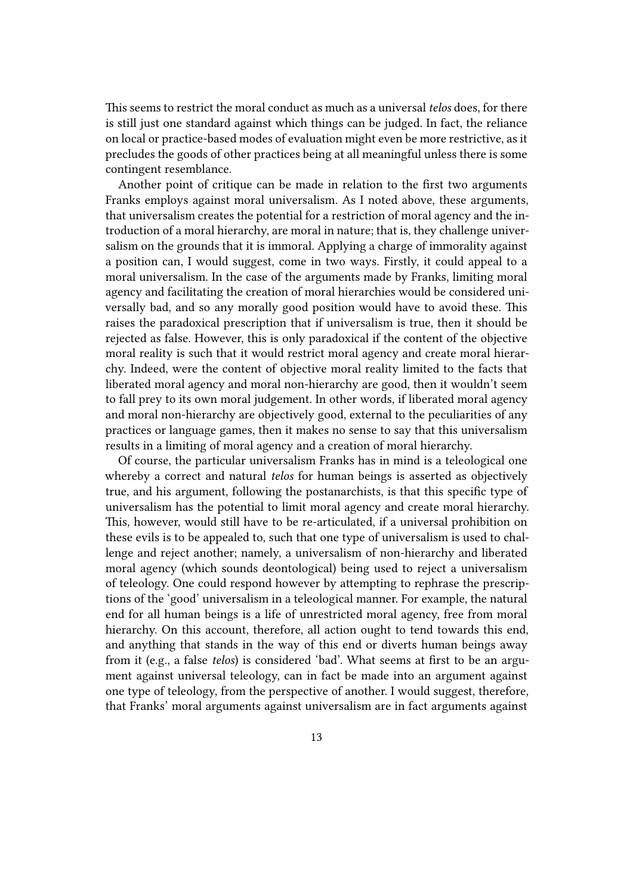This seems to restrict the moral conduct as much as a universal *telos* does, for there is still just one standard against which things can be judged. In fact, the reliance on local or practice-based modes of evaluation might even be more restrictive, as it precludes the goods of other practices being at all meaningful unless there is some contingent resemblance.

Another point of critique can be made in relation to the first two arguments Franks employs against moral universalism. As I noted above, these arguments, that universalism creates the potential for a restriction of moral agency and the introduction of a moral hierarchy, are moral in nature; that is, they challenge universalism on the grounds that it is immoral. Applying a charge of immorality against a position can, I would suggest, come in two ways. Firstly, it could appeal to a moral universalism. In the case of the arguments made by Franks, limiting moral agency and facilitating the creation of moral hierarchies would be considered universally bad, and so any morally good position would have to avoid these. This raises the paradoxical prescription that if universalism is true, then it should be rejected as false. However, this is only paradoxical if the content of the objective moral reality is such that it would restrict moral agency and create moral hierarchy. Indeed, were the content of objective moral reality limited to the facts that liberated moral agency and moral non-hierarchy are good, then it wouldn't seem to fall prey to its own moral judgement. In other words, if liberated moral agency and moral non-hierarchy are objectively good, external to the peculiarities of any practices or language games, then it makes no sense to say that this universalism results in a limiting of moral agency and a creation of moral hierarchy.

Of course, the particular universalism Franks has in mind is a teleological one whereby a correct and natural *telos* for human beings is asserted as objectively true, and his argument, following the postanarchists, is that this specific type of universalism has the potential to limit moral agency and create moral hierarchy. This, however, would still have to be re-articulated, if a universal prohibition on these evils is to be appealed to, such that one type of universalism is used to challenge and reject another; namely, a universalism of non-hierarchy and liberated moral agency (which sounds deontological) being used to reject a universalism of teleology. One could respond however by attempting to rephrase the prescriptions of the 'good' universalism in a teleological manner. For example, the natural end for all human beings is a life of unrestricted moral agency, free from moral hierarchy. On this account, therefore, all action ought to tend towards this end, and anything that stands in the way of this end or diverts human beings away from it (e.g., a false *telos*) is considered 'bad'. What seems at first to be an argument against universal teleology, can in fact be made into an argument against one type of teleology, from the perspective of another. I would suggest, therefore, that Franks' moral arguments against universalism are in fact arguments against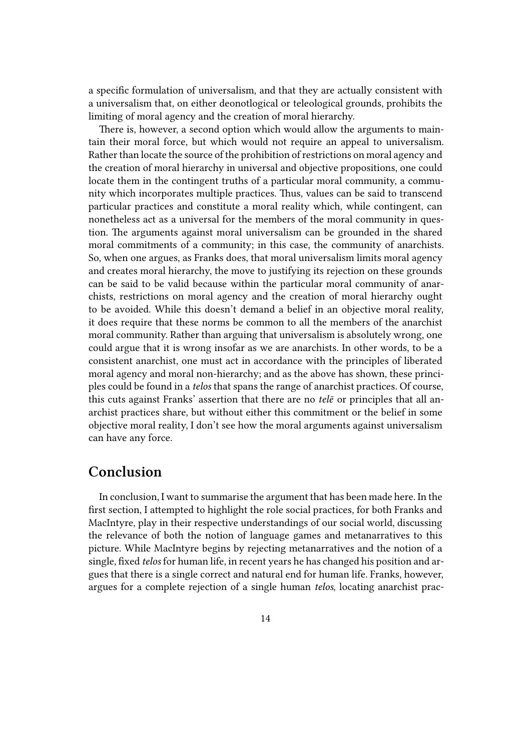a specific formulation of universalism, and that they are actually consistent with a universalism that, on either deonotlogical or teleological grounds, prohibits the limiting of moral agency and the creation of moral hierarchy.

There is, however, a second option which would allow the arguments to maintain their moral force, but which would not require an appeal to universalism. Rather than locate the source of the prohibition of restrictions on moral agency and the creation of moral hierarchy in universal and objective propositions, one could locate them in the contingent truths of a particular moral community, a community which incorporates multiple practices. Thus, values can be said to transcend particular practices and constitute a moral reality which, while contingent, can nonetheless act as a universal for the members of the moral community in question. The arguments against moral universalism can be grounded in the shared moral commitments of a community; in this case, the community of anarchists. So, when one argues, as Franks does, that moral universalism limits moral agency and creates moral hierarchy, the move to justifying its rejection on these grounds can be said to be valid because within the particular moral community of anarchists, restrictions on moral agency and the creation of moral hierarchy ought to be avoided. While this doesn't demand a belief in an objective moral reality, it does require that these norms be common to all the members of the anarchist moral community. Rather than arguing that universalism is absolutely wrong, one could argue that it is wrong insofar as we are anarchists. In other words, to be a consistent anarchist, one must act in accordance with the principles of liberated moral agency and moral non-hierarchy; and as the above has shown, these principles could be found in a *telos* that spans the range of anarchist practices. Of course, this cuts against Franks' assertion that there are no *telē* or principles that all anarchist practices share, but without either this commitment or the belief in some objective moral reality, I don't see how the moral arguments against universalism can have any force.

## Conclusion

In conclusion, I want to summarise the argument that has been made here. In the first section, I attempted to highlight the role social practices, for both Franks and MacIntyre, play in their respective understandings of our social world, discussing the relevance of both the notion of language games and metanarratives to this picture. While MacIntyre begins by rejecting metanarratives and the notion of a single, fixed *telos* for human life, in recent years he has changed his position and argues that there is a single correct and natural end for human life. Franks, however, argues for a complete rejection of a single human *telos*, locating anarchist prac-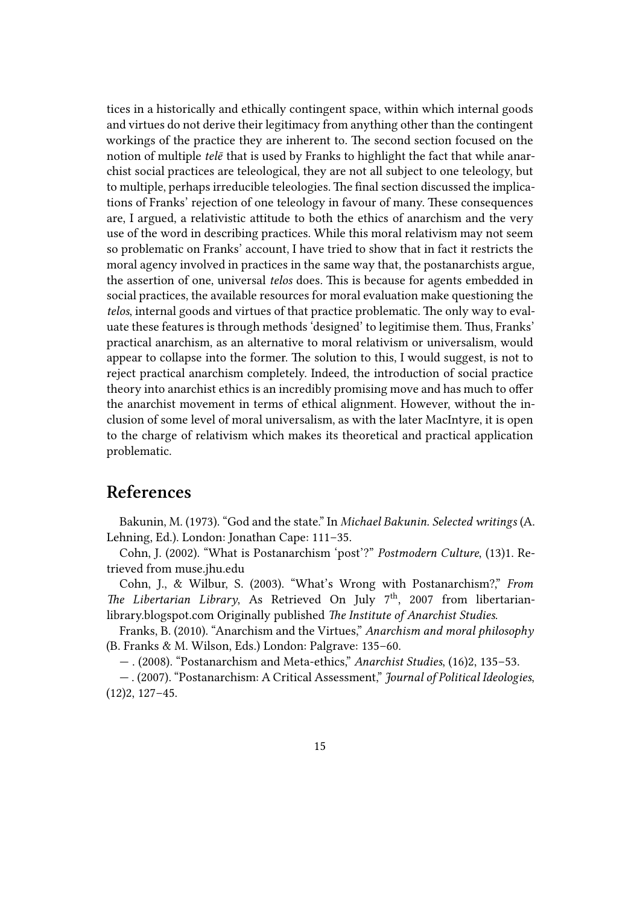tices in a historically and ethically contingent space, within which internal goods and virtues do not derive their legitimacy from anything other than the contingent workings of the practice they are inherent to. The second section focused on the notion of multiple *telē* that is used by Franks to highlight the fact that while anarchist social practices are teleological, they are not all subject to one teleology, but to multiple, perhaps irreducible teleologies. The final section discussed the implications of Franks' rejection of one teleology in favour of many. These consequences are, I argued, a relativistic attitude to both the ethics of anarchism and the very use of the word in describing practices. While this moral relativism may not seem so problematic on Franks' account, I have tried to show that in fact it restricts the moral agency involved in practices in the same way that, the postanarchists argue, the assertion of one, universal *telos* does. This is because for agents embedded in social practices, the available resources for moral evaluation make questioning the *telos*, internal goods and virtues of that practice problematic. The only way to evaluate these features is through methods 'designed' to legitimise them. Thus, Franks' practical anarchism, as an alternative to moral relativism or universalism, would appear to collapse into the former. The solution to this, I would suggest, is not to reject practical anarchism completely. Indeed, the introduction of social practice theory into anarchist ethics is an incredibly promising move and has much to offer the anarchist movement in terms of ethical alignment. However, without the inclusion of some level of moral universalism, as with the later MacIntyre, it is open to the charge of relativism which makes its theoretical and practical application problematic.

## References

Bakunin, M. (1973). "God and the state." In *Michael Bakunin. Selected writings* (A. Lehning, Ed.). London: Jonathan Cape: 111–35.

Cohn, J. (2002). "What is Postanarchism 'post'?" *Postmodern Culture*, (13)1. Retrieved from muse.jhu.edu

Cohn, J., & Wilbur, S. (2003). "What's Wrong with Postanarchism?," *From The Libertarian Library*, As Retrieved On July 7th, 2007 from libertarian-library.blogspot.com Originally published *The Institute of Anarchist Studies*.

Franks, B. (2010). "Anarchism and the Virtues," *Anarchism and moral philosophy* (B. Franks & M. Wilson, Eds.) London: Palgrave: 135–60.

— . (2008). "Postanarchism and Meta-ethics," *Anarchist Studies*, (16)2, 135–53.

— . (2007). "Postanarchism: A Critical Assessment," *Journal of Political Ideologies*, (12)2, 127–45.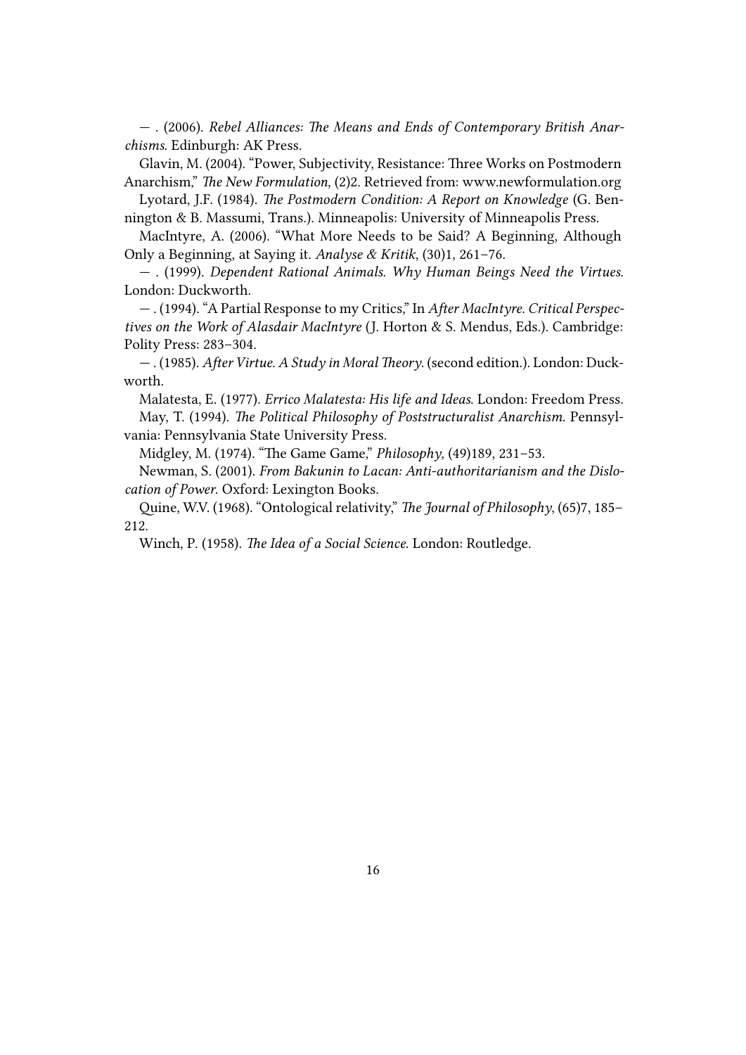— . (2006). *Rebel Alliances: The Means and Ends of Contemporary British Anarchisms*. Edinburgh: AK Press.

Glavin, M. (2004). "Power, Subjectivity, Resistance: Three Works on Postmodern Anarchism," *The New Formulation*, (2)2. Retrieved from: www.newformulation.org

Lyotard, J.F. (1984). *The Postmodern Condition: A Report on Knowledge* (G. Bennington & B. Massumi, Trans.). Minneapolis: University of Minneapolis Press.

MacIntyre, A. (2006). "What More Needs to be Said? A Beginning, Although Only a Beginning, at Saying it. *Analyse & Kritik*, (30)1, 261–76.

— . (1999). *Dependent Rational Animals. Why Human Beings Need the Virtues*. London: Duckworth.

— . (1994). "A Partial Response to my Critics," In *After MacIntyre. Critical Perspectives on the Work of Alasdair MacIntyre* (J. Horton & S. Mendus, Eds.). Cambridge: Polity Press: 283–304.

— . (1985). *After Virtue. A Study in Moral Theory*. (second edition.). London: Duckworth.

Malatesta, E. (1977). *Errico Malatesta: His life and Ideas*. London: Freedom Press.

May, T. (1994). *The Political Philosophy of Poststructuralist Anarchism*. Pennsylvania: Pennsylvania State University Press.

Midgley, M. (1974). "The Game Game," *Philosophy*, (49)189, 231–53.

Newman, S. (2001). *From Bakunin to Lacan: Anti-authoritarianism and the Dislocation of Power*. Oxford: Lexington Books.

Quine, W.V. (1968). "Ontological relativity," *The Journal of Philosophy*, (65)7, 185–212.

Winch, P. (1958). *The Idea of a Social Science*. London: Routledge.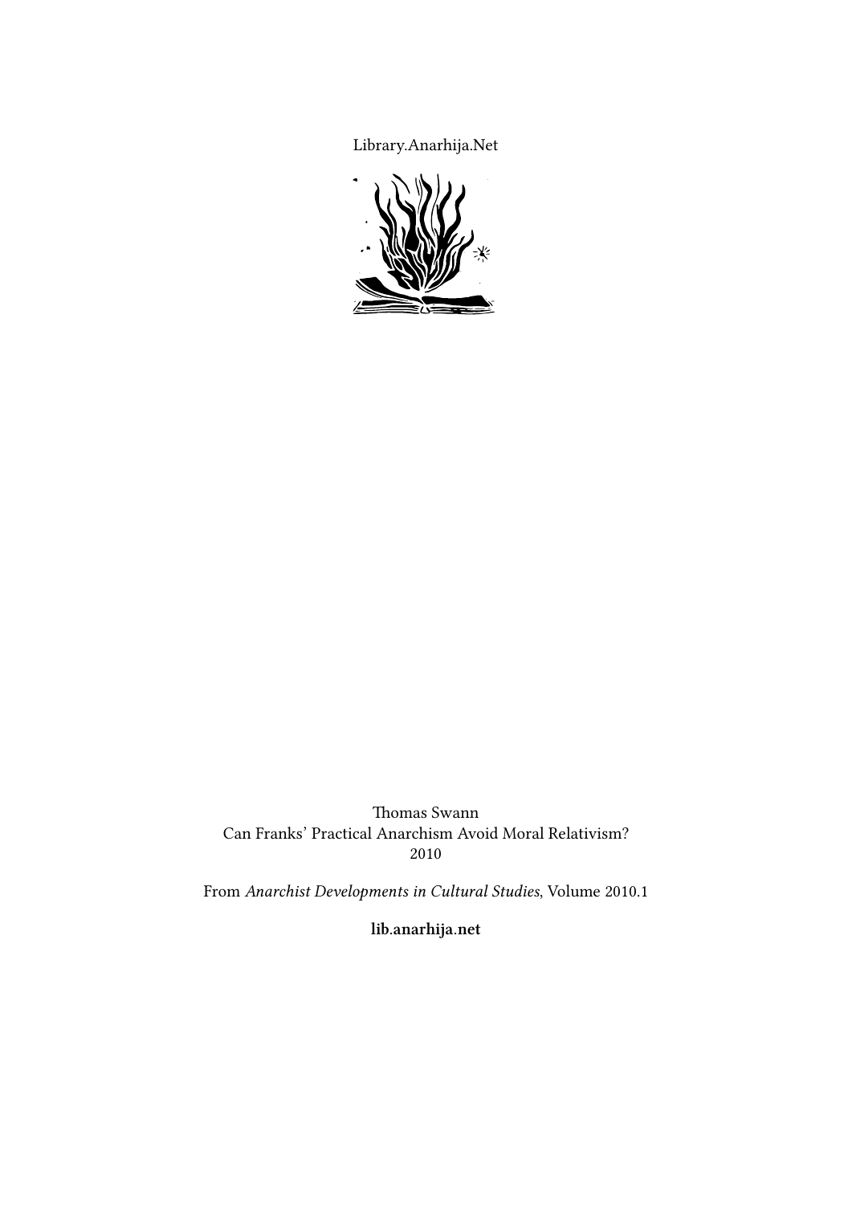Library.Anarhija.Net

Thomas Swann
Can Franks' Practical Anarchism Avoid Moral Relativism?
2010

From *Anarchist Developments in Cultural Studies*, Volume 2010.1

**lib.anarhija.net**